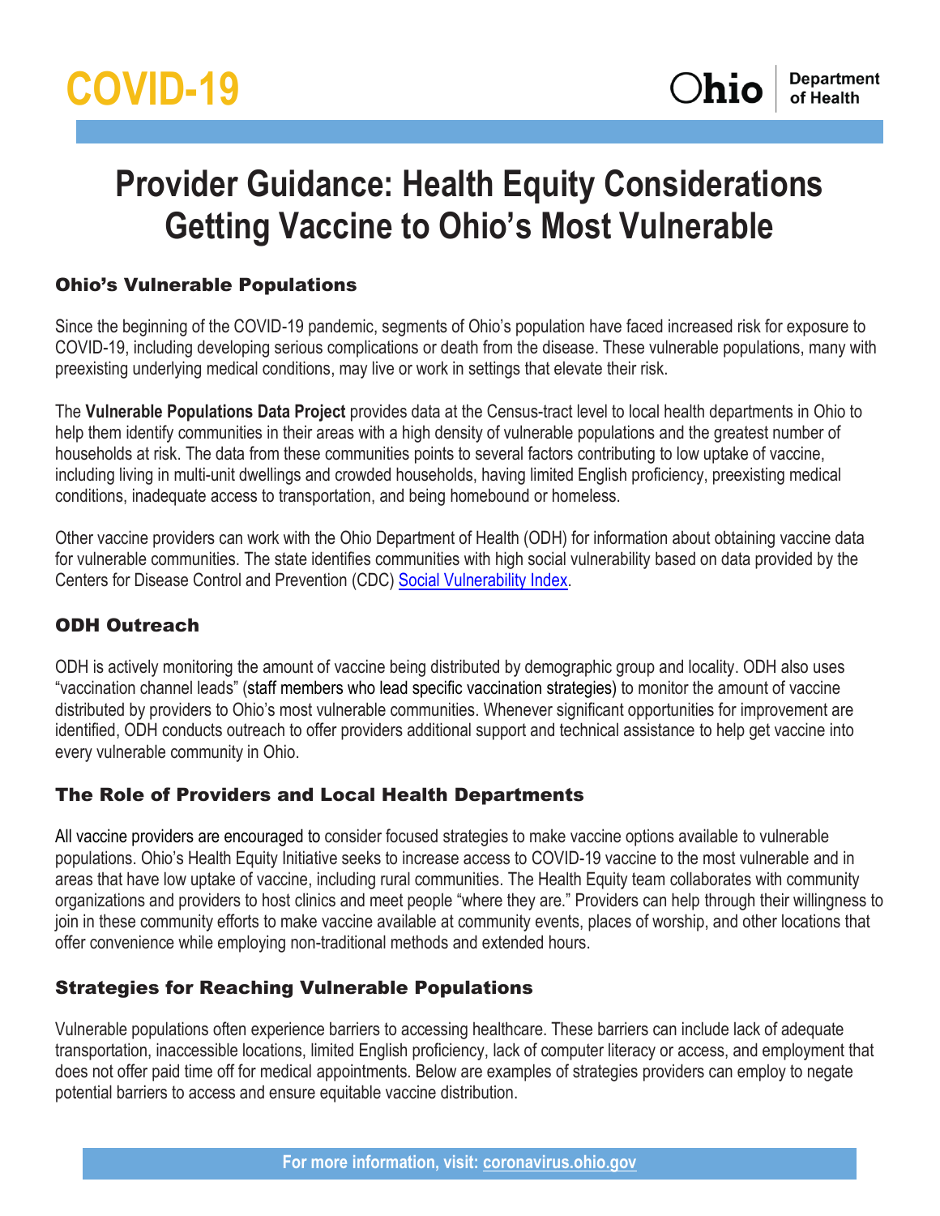COVID-19

Ohio Department of Health

# Provider Guidance: Health Equity Considerations Getting Vaccine to Ohio's Most Vulnerable

## Ohio's Vulnerable Populations

Since the beginning of the COVID-19 pandemic, segments of Ohio's population have faced increased risk for exposure to COVID-19, including developing serious complications or death from the disease. These vulnerable populations, many with preexisting underlying medical conditions, may live or work in settings that elevate their risk.

The **Vulnerable Populations Data Project** provides data at the Census-tract level to local health departments in Ohio to help them identify communities in their areas with a high density of vulnerable populations and the greatest number of households at risk. The data from these communities points to several factors contributing to low uptake of vaccine, including living in multi-unit dwellings and crowded households, having limited English proficiency, preexisting medical conditions, inadequate access to transportation, and being homebound or homeless.

Other vaccine providers can work with the Ohio Department of Health (ODH) for information about obtaining vaccine data for vulnerable communities. The state identifies communities with high social vulnerability based on data provided by the Centers for Disease Control and Prevention (CDC) Social Vulnerability Index.

## ODH Outreach

ODH is actively monitoring the amount of vaccine being distributed by demographic group and locality. ODH also uses "vaccination channel leads" (staff members who lead specific vaccination strategies) to monitor the amount of vaccine distributed by providers to Ohio's most vulnerable communities. Whenever significant opportunities for improvement are identified, ODH conducts outreach to offer providers additional support and technical assistance to help get vaccine into every vulnerable community in Ohio.

## The Role of Providers and Local Health Departments

All vaccine providers are encouraged to consider focused strategies to make vaccine options available to vulnerable populations. Ohio's Health Equity Initiative seeks to increase access to COVID-19 vaccine to the most vulnerable and in areas that have low uptake of vaccine, including rural communities. The Health Equity team collaborates with community organizations and providers to host clinics and meet people "where they are." Providers can help through their willingness to join in these community efforts to make vaccine available at community events, places of worship, and other locations that offer convenience while employing non-traditional methods and extended hours.

## Strategies for Reaching Vulnerable Populations

Vulnerable populations often experience barriers to accessing healthcare. These barriers can include lack of adequate transportation, inaccessible locations, limited English proficiency, lack of computer literacy or access, and employment that does not offer paid time off for medical appointments. Below are examples of strategies providers can employ to negate potential barriers to access and ensure equitable vaccine distribution.

**For more information, visit: coronavirus.ohio.gov**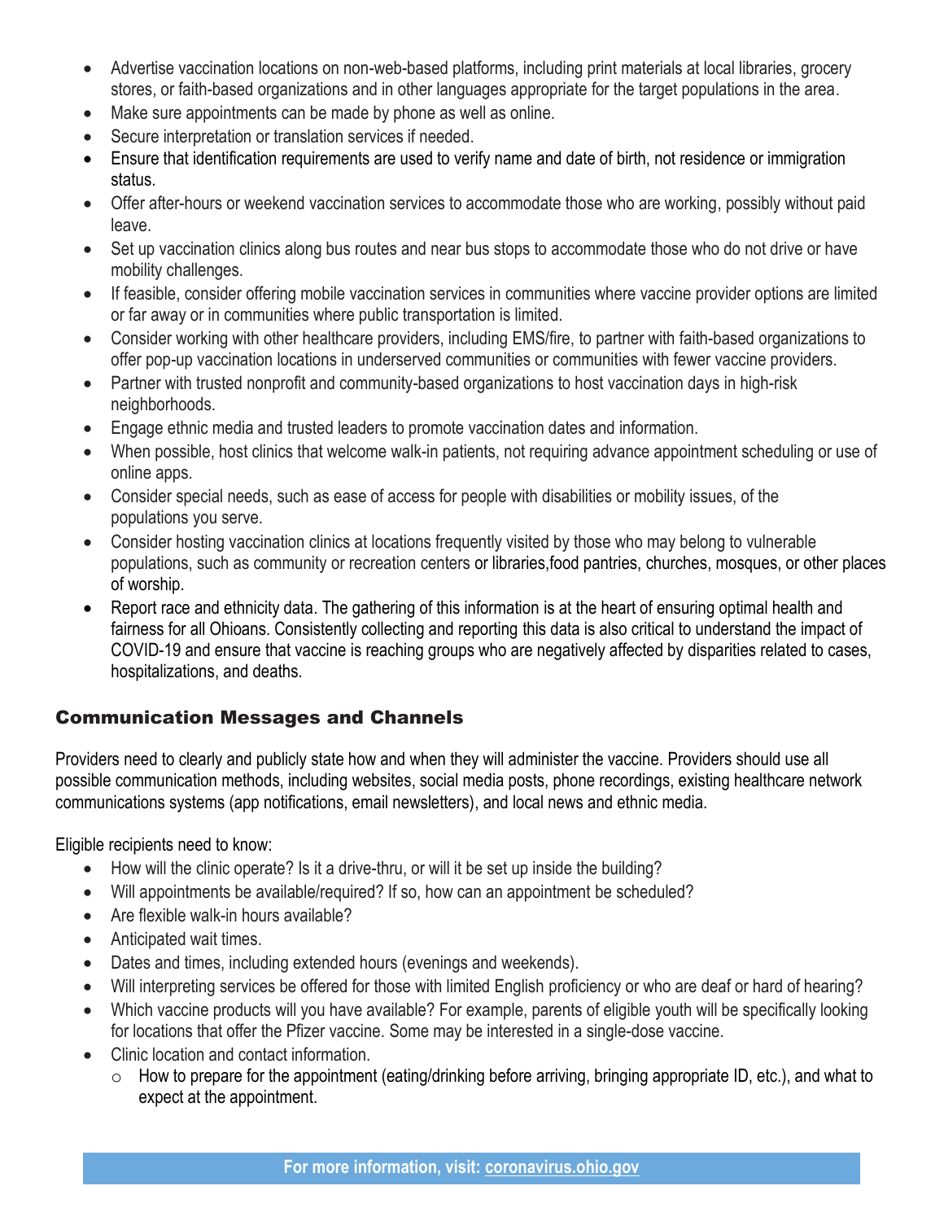- Advertise vaccination locations on non-web-based platforms, including print materials at local libraries, grocery stores, or faith-based organizations and in other languages appropriate for the target populations in the area.
- Make sure appointments can be made by phone as well as online.
- Secure interpretation or translation services if needed.
- Ensure that identification requirements are used to verify name and date of birth, not residence or immigration status.
- Offer after-hours or weekend vaccination services to accommodate those who are working, possibly without paid leave.
- Set up vaccination clinics along bus routes and near bus stops to accommodate those who do not drive or have mobility challenges.
- If feasible, consider offering mobile vaccination services in communities where vaccine provider options are limited or far away or in communities where public transportation is limited.
- Consider working with other healthcare providers, including EMS/fire, to partner with faith-based organizations to offer pop-up vaccination locations in underserved communities or communities with fewer vaccine providers.
- Partner with trusted nonprofit and community-based organizations to host vaccination days in high-risk neighborhoods.
- Engage ethnic media and trusted leaders to promote vaccination dates and information.
- When possible, host clinics that welcome walk-in patients, not requiring advance appointment scheduling or use of online apps.
- Consider special needs, such as ease of access for people with disabilities or mobility issues, of the populations you serve.
- Consider hosting vaccination clinics at locations frequently visited by those who may belong to vulnerable populations, such as community or recreation centers or libraries,food pantries, churches, mosques, or other places of worship.
- Report race and ethnicity data. The gathering of this information is at the heart of ensuring optimal health and fairness for all Ohioans. Consistently collecting and reporting this data is also critical to understand the impact of COVID-19 and ensure that vaccine is reaching groups who are negatively affected by disparities related to cases, hospitalizations, and deaths.

## Communication Messages and Channels

Providers need to clearly and publicly state how and when they will administer the vaccine. Providers should use all possible communication methods, including websites, social media posts, phone recordings, existing healthcare network communications systems (app notifications, email newsletters), and local news and ethnic media.

Eligible recipients need to know:

- How will the clinic operate? Is it a drive-thru, or will it be set up inside the building?
- Will appointments be available/required? If so, how can an appointment be scheduled?
- Are flexible walk-in hours available?
- Anticipated wait times.
- Dates and times, including extended hours (evenings and weekends).
- Will interpreting services be offered for those with limited English proficiency or who are deaf or hard of hearing?
- Which vaccine products will you have available? For example, parents of eligible youth will be specifically looking for locations that offer the Pfizer vaccine. Some may be interested in a single-dose vaccine.
- Clinic location and contact information.
  - How to prepare for the appointment (eating/drinking before arriving, bringing appropriate ID, etc.), and what to expect at the appointment.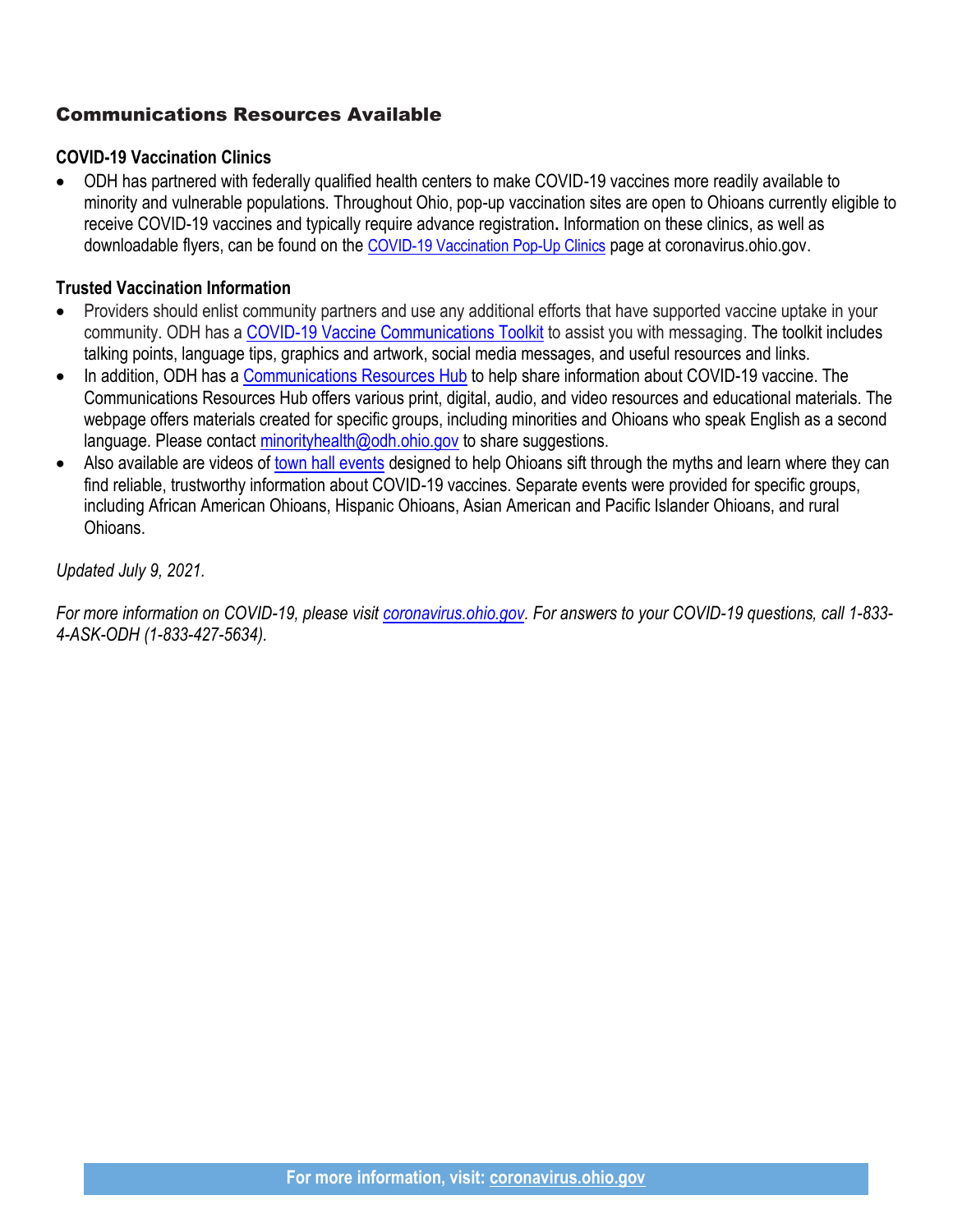## Communications Resources Available

**COVID-19 Vaccination Clinics**

- ODH has partnered with federally qualified health centers to make COVID-19 vaccines more readily available to minority and vulnerable populations. Throughout Ohio, pop-up vaccination sites are open to Ohioans currently eligible to receive COVID-19 vaccines and typically require advance registration. Information on these clinics, as well as downloadable flyers, can be found on the COVID-19 Vaccination Pop-Up Clinics page at coronavirus.ohio.gov.

**Trusted Vaccination Information**

- Providers should enlist community partners and use any additional efforts that have supported vaccine uptake in your community. ODH has a COVID-19 Vaccine Communications Toolkit to assist you with messaging. The toolkit includes talking points, language tips, graphics and artwork, social media messages, and useful resources and links.
- In addition, ODH has a Communications Resources Hub to help share information about COVID-19 vaccine. The Communications Resources Hub offers various print, digital, audio, and video resources and educational materials. The webpage offers materials created for specific groups, including minorities and Ohioans who speak English as a second language. Please contact minorityhealth@odh.ohio.gov to share suggestions.
- Also available are videos of town hall events designed to help Ohioans sift through the myths and learn where they can find reliable, trustworthy information about COVID-19 vaccines. Separate events were provided for specific groups, including African American Ohioans, Hispanic Ohioans, Asian American and Pacific Islander Ohioans, and rural Ohioans.

*Updated July 9, 2021.*

*For more information on COVID-19, please visit coronavirus.ohio.gov. For answers to your COVID-19 questions, call 1-833-4-ASK-ODH (1-833-427-5634).*